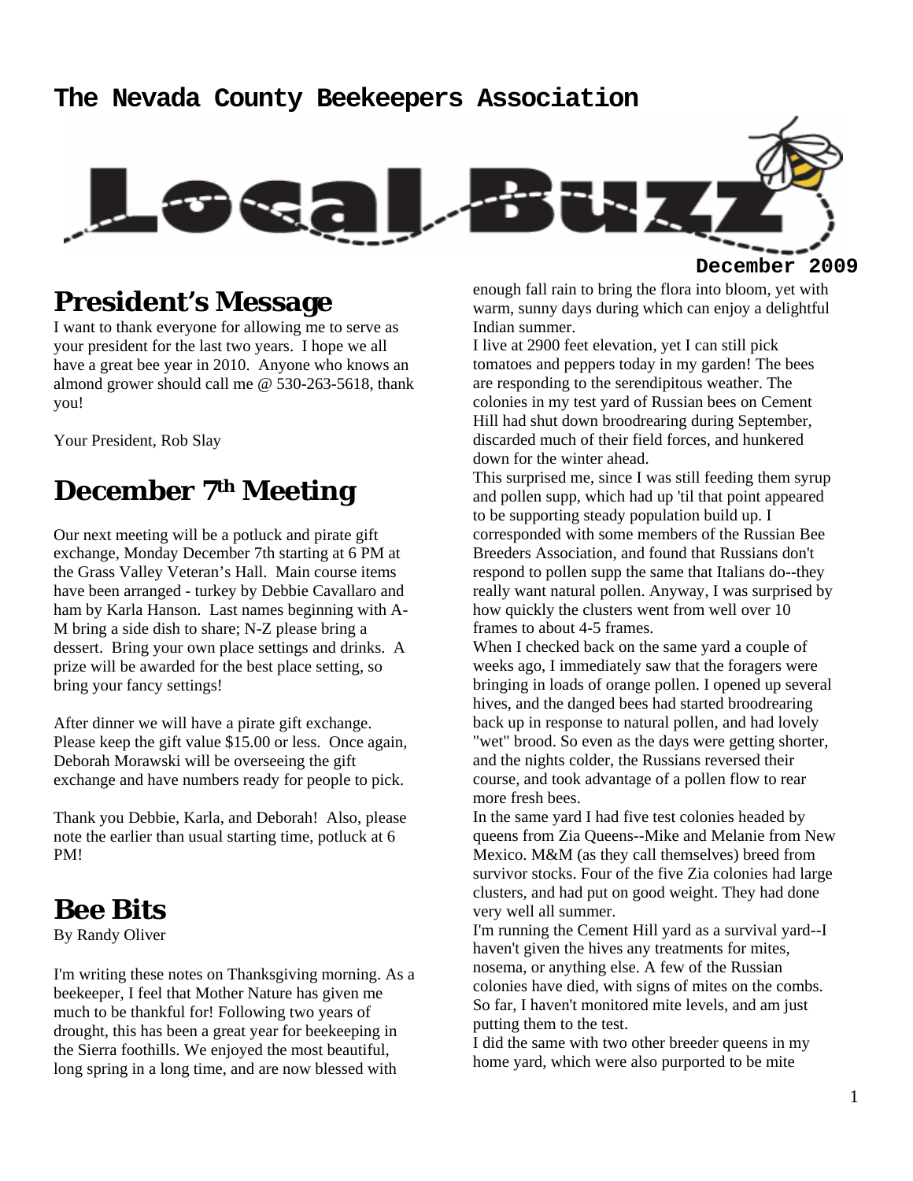# The Nevada County Beekeepers Association

# Local Buzz

December 2009

## President's Message

I want to thank everyone for allowing me to serve as your president for the last two years. I hope we all have a great bee year in 2010. Anyone who knows an almond grower should call me @ 530-263-5618, thank you!

Your President, Rob Slay

## December 7th Meeting

Our next meeting will be a potluck and pirate gift exchange, Monday December 7th starting at 6 PM at the Grass Valley Veteran's Hall. Main course items have been arranged - turkey by Debbie Cavallaro and ham by Karla Hanson. Last names beginning with A-M bring a side dish to share; N-Z please bring a dessert. Bring your own place settings and drinks. A prize will be awarded for the best place setting, so bring your fancy settings!

After dinner we will have a pirate gift exchange. Please keep the gift value $15.00 or less. Once again, Deborah Morawski will be overseeing the gift exchange and have numbers ready for people to pick.

Thank you Debbie, Karla, and Deborah! Also, please note the earlier than usual starting time, potluck at 6 PM!

## Bee Bits

By Randy Oliver

I'm writing these notes on Thanksgiving morning. As a beekeeper, I feel that Mother Nature has given me much to be thankful for! Following two years of drought, this has been a great year for beekeeping in the Sierra foothills. We enjoyed the most beautiful, long spring in a long time, and are now blessed with enough fall rain to bring the flora into bloom, yet with warm, sunny days during which can enjoy a delightful Indian summer.

I live at 2900 feet elevation, yet I can still pick tomatoes and peppers today in my garden! The bees are responding to the serendipitous weather. The colonies in my test yard of Russian bees on Cement Hill had shut down broodrearing during September, discarded much of their field forces, and hunkered down for the winter ahead.

This surprised me, since I was still feeding them syrup and pollen supp, which had up 'til that point appeared to be supporting steady population build up. I corresponded with some members of the Russian Bee Breeders Association, and found that Russians don't respond to pollen supp the same that Italians do--they really want natural pollen. Anyway, I was surprised by how quickly the clusters went from well over 10 frames to about 4-5 frames.

When I checked back on the same yard a couple of weeks ago, I immediately saw that the foragers were bringing in loads of orange pollen. I opened up several hives, and the danged bees had started broodrearing back up in response to natural pollen, and had lovely "wet" brood. So even as the days were getting shorter, and the nights colder, the Russians reversed their course, and took advantage of a pollen flow to rear more fresh bees.

In the same yard I had five test colonies headed by queens from Zia Queens--Mike and Melanie from New Mexico. M&M (as they call themselves) breed from survivor stocks. Four of the five Zia colonies had large clusters, and had put on good weight. They had done very well all summer.

I'm running the Cement Hill yard as a survival yard--I haven't given the hives any treatments for mites, nosema, or anything else. A few of the Russian colonies have died, with signs of mites on the combs. So far, I haven't monitored mite levels, and am just putting them to the test.

I did the same with two other breeder queens in my home yard, which were also purported to be mite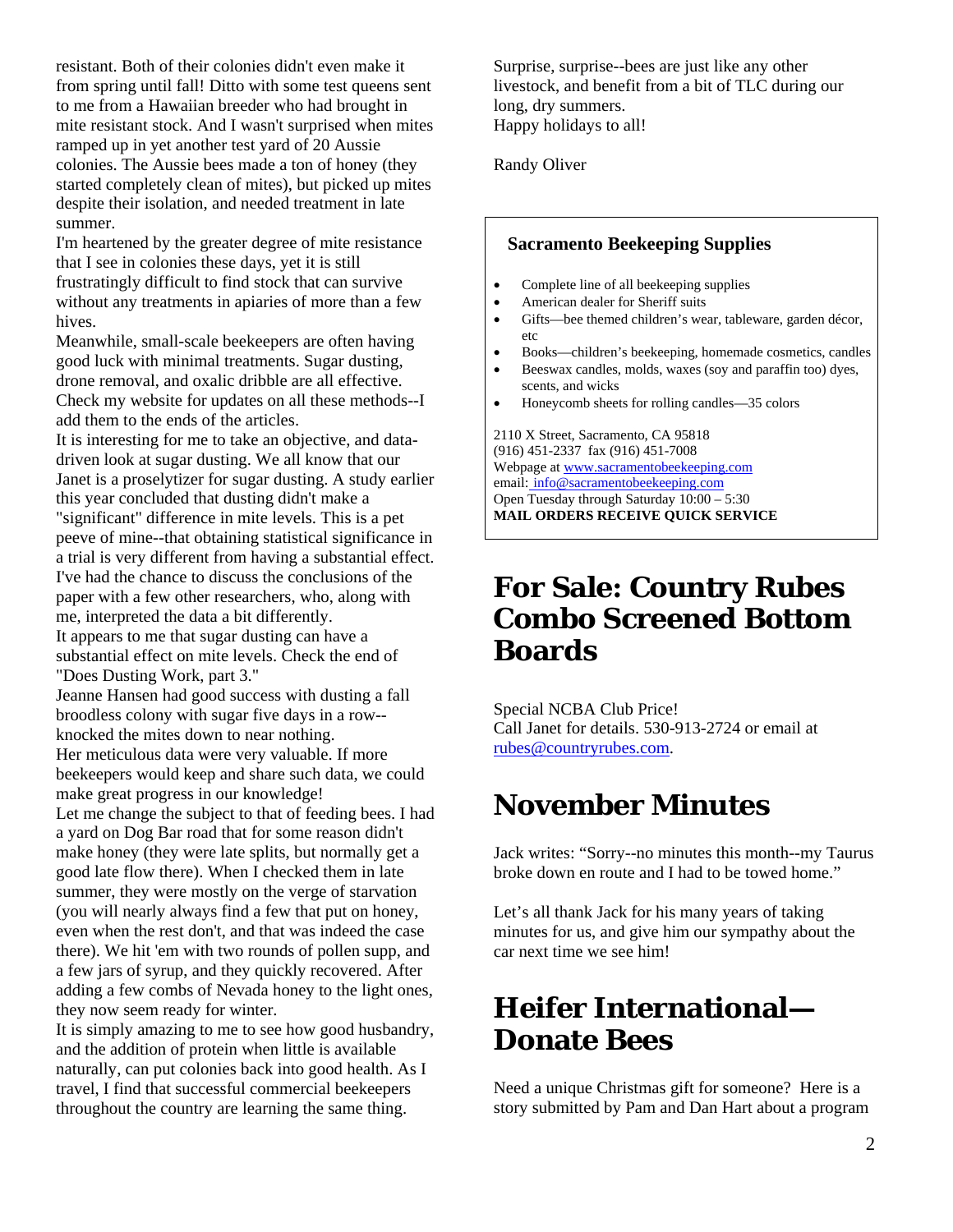resistant. Both of their colonies didn't even make it from spring until fall! Ditto with some test queens sent to me from a Hawaiian breeder who had brought in mite resistant stock. And I wasn't surprised when mites ramped up in yet another test yard of 20 Aussie colonies. The Aussie bees made a ton of honey (they started completely clean of mites), but picked up mites despite their isolation, and needed treatment in late summer.

I'm heartened by the greater degree of mite resistance that I see in colonies these days, yet it is still frustratingly difficult to find stock that can survive without any treatments in apiaries of more than a few hives.

Meanwhile, small-scale beekeepers are often having good luck with minimal treatments. Sugar dusting, drone removal, and oxalic dribble are all effective. Check my website for updates on all these methods--I add them to the ends of the articles.

It is interesting for me to take an objective, and data-driven look at sugar dusting. We all know that our Janet is a proselytizer for sugar dusting. A study earlier this year concluded that dusting didn't make a "significant" difference in mite levels. This is a pet peeve of mine--that obtaining statistical significance in a trial is very different from having a substantial effect. I've had the chance to discuss the conclusions of the paper with a few other researchers, who, along with me, interpreted the data a bit differently.

It appears to me that sugar dusting can have a substantial effect on mite levels. Check the end of "Does Dusting Work, part 3."

Jeanne Hansen had good success with dusting a fall broodless colony with sugar five days in a row--knocked the mites down to near nothing.

Her meticulous data were very valuable. If more beekeepers would keep and share such data, we could make great progress in our knowledge!

Let me change the subject to that of feeding bees. I had a yard on Dog Bar road that for some reason didn't make honey (they were late splits, but normally get a good late flow there). When I checked them in late summer, they were mostly on the verge of starvation (you will nearly always find a few that put on honey, even when the rest don't, and that was indeed the case there). We hit 'em with two rounds of pollen supp, and a few jars of syrup, and they quickly recovered. After adding a few combs of Nevada honey to the light ones, they now seem ready for winter.

It is simply amazing to me to see how good husbandry, and the addition of protein when little is available naturally, can put colonies back into good health. As I travel, I find that successful commercial beekeepers throughout the country are learning the same thing.

Surprise, surprise--bees are just like any other livestock, and benefit from a bit of TLC during our long, dry summers.
Happy holidays to all!

Randy Oliver

**Sacramento Beekeeping Supplies**

- Complete line of all beekeeping supplies
- American dealer for Sheriff suits
- Gifts—bee themed children's wear, tableware, garden décor, etc
- Books—children's beekeeping, homemade cosmetics, candles
- Beeswax candles, molds, waxes (soy and paraffin too) dyes, scents, and wicks
- Honeycomb sheets for rolling candles—35 colors

2110 X Street, Sacramento, CA 95818
(916) 451-2337 fax (916) 451-7008
Webpage at www.sacramentobeekeeping.com
email: info@sacramentobeekeeping.com
Open Tuesday through Saturday 10:00 – 5:30
**MAIL ORDERS RECEIVE QUICK SERVICE**

# For Sale: Country Rubes Combo Screened Bottom Boards

Special NCBA Club Price!
Call Janet for details. 530-913-2724 or email at rubes@countryrubes.com.

# November Minutes

Jack writes: "Sorry--no minutes this month--my Taurus broke down en route and I had to be towed home."

Let's all thank Jack for his many years of taking minutes for us, and give him our sympathy about the car next time we see him!

# Heifer International—Donate Bees

Need a unique Christmas gift for someone? Here is a story submitted by Pam and Dan Hart about a program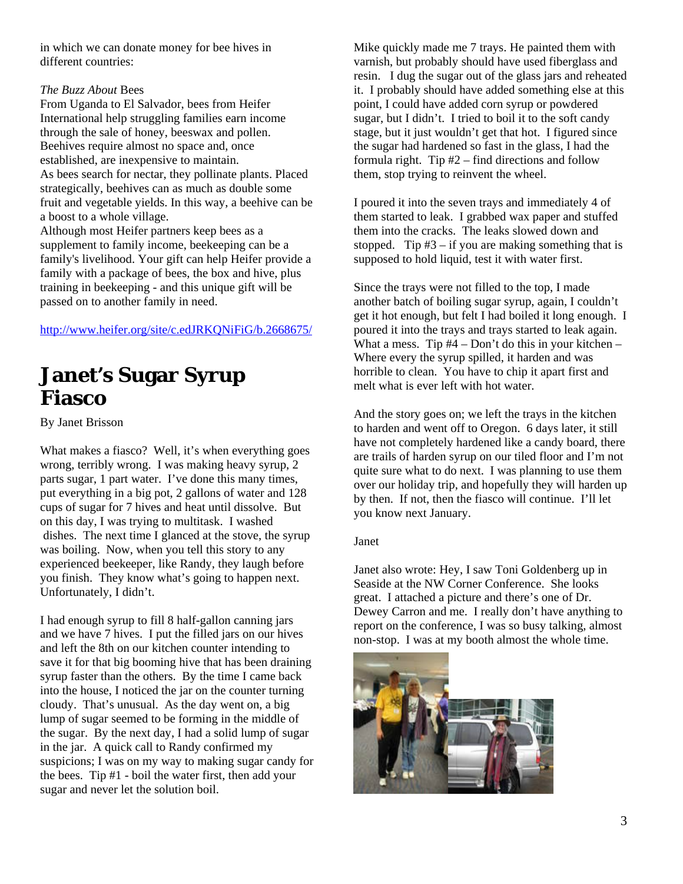in which we can donate money for bee hives in different countries:

*The Buzz About* Bees

From Uganda to El Salvador, bees from Heifer International help struggling families earn income through the sale of honey, beeswax and pollen. Beehives require almost no space and, once established, are inexpensive to maintain.

As bees search for nectar, they pollinate plants. Placed strategically, beehives can as much as double some fruit and vegetable yields. In this way, a beehive can be a boost to a whole village.

Although most Heifer partners keep bees as a supplement to family income, beekeeping can be a family's livelihood. Your gift can help Heifer provide a family with a package of bees, the box and hive, plus training in beekeeping - and this unique gift will be passed on to another family in need.

http://www.heifer.org/site/c.edJRKQNiFiG/b.2668675/

# Janet's Sugar Syrup Fiasco

By Janet Brisson

What makes a fiasco? Well, it's when everything goes wrong, terribly wrong. I was making heavy syrup, 2 parts sugar, 1 part water. I've done this many times, put everything in a big pot, 2 gallons of water and 128 cups of sugar for 7 hives and heat until dissolve. But on this day, I was trying to multitask. I washed dishes. The next time I glanced at the stove, the syrup was boiling. Now, when you tell this story to any experienced beekeeper, like Randy, they laugh before you finish. They know what's going to happen next. Unfortunately, I didn't.

I had enough syrup to fill 8 half-gallon canning jars and we have 7 hives. I put the filled jars on our hives and left the 8th on our kitchen counter intending to save it for that big booming hive that has been draining syrup faster than the others. By the time I came back into the house, I noticed the jar on the counter turning cloudy. That's unusual. As the day went on, a big lump of sugar seemed to be forming in the middle of the sugar. By the next day, I had a solid lump of sugar in the jar. A quick call to Randy confirmed my suspicions; I was on my way to making sugar candy for the bees. Tip #1 - boil the water first, then add your sugar and never let the solution boil.

Mike quickly made me 7 trays. He painted them with varnish, but probably should have used fiberglass and resin. I dug the sugar out of the glass jars and reheated it. I probably should have added something else at this point, I could have added corn syrup or powdered sugar, but I didn't. I tried to boil it to the soft candy stage, but it just wouldn't get that hot. I figured since the sugar had hardened so fast in the glass, I had the formula right. Tip #2 – find directions and follow them, stop trying to reinvent the wheel.

I poured it into the seven trays and immediately 4 of them started to leak. I grabbed wax paper and stuffed them into the cracks. The leaks slowed down and stopped. Tip #3 – if you are making something that is supposed to hold liquid, test it with water first.

Since the trays were not filled to the top, I made another batch of boiling sugar syrup, again, I couldn't get it hot enough, but felt I had boiled it long enough. I poured it into the trays and trays started to leak again. What a mess. Tip #4 – Don't do this in your kitchen – Where every the syrup spilled, it harden and was horrible to clean. You have to chip it apart first and melt what is ever left with hot water.

And the story goes on; we left the trays in the kitchen to harden and went off to Oregon. 6 days later, it still have not completely hardened like a candy board, there are trails of harden syrup on our tiled floor and I'm not quite sure what to do next. I was planning to use them over our holiday trip, and hopefully they will harden up by then. If not, then the fiasco will continue. I'll let you know next January.

Janet

Janet also wrote: Hey, I saw Toni Goldenberg up in Seaside at the NW Corner Conference. She looks great. I attached a picture and there's one of Dr. Dewey Carron and me. I really don't have anything to report on the conference, I was so busy talking, almost non-stop. I was at my booth almost the whole time.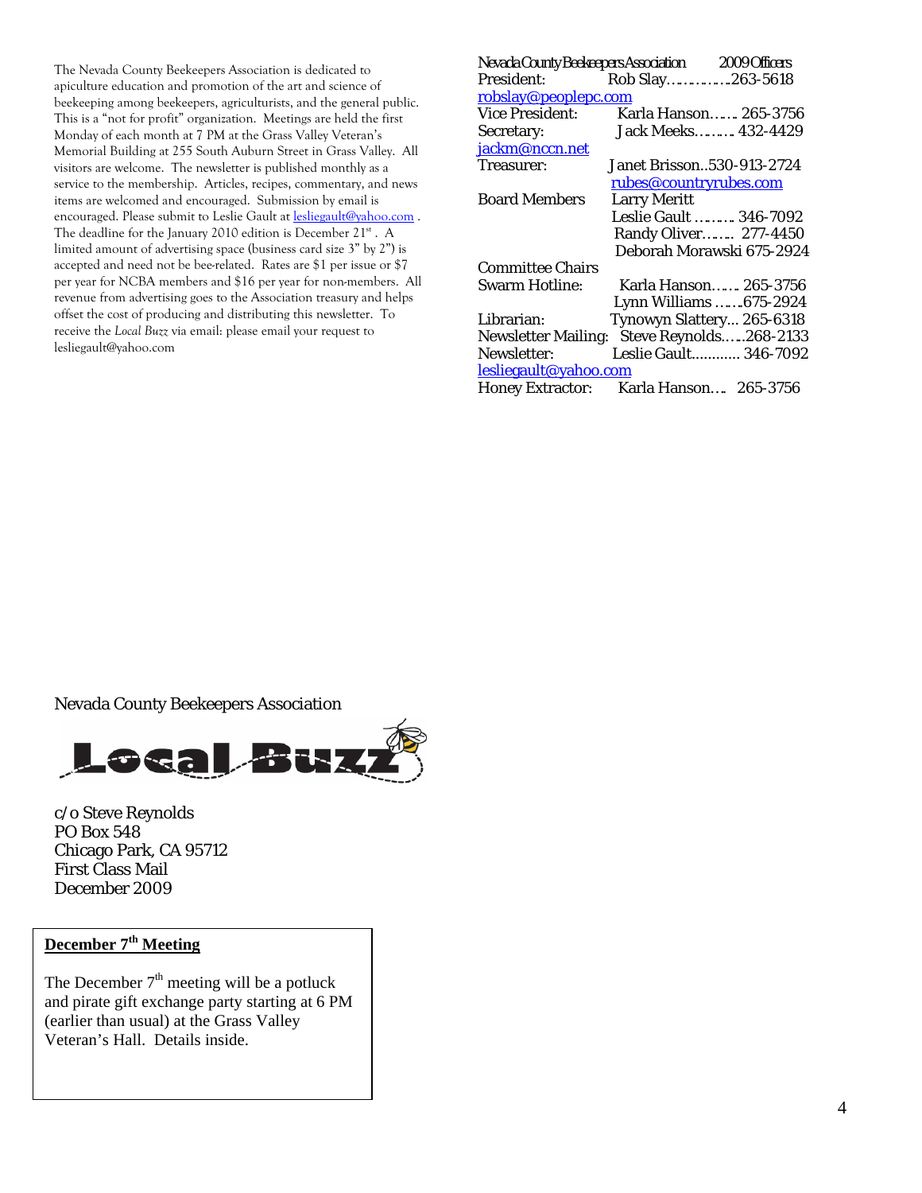The Nevada County Beekeepers Association is dedicated to apiculture education and promotion of the art and science of beekeeping among beekeepers, agriculturists, and the general public. This is a "not for profit" organization. Meetings are held the first Monday of each month at 7 PM at the Grass Valley Veteran's Memorial Building at 255 South Auburn Street in Grass Valley. All visitors are welcome. The newsletter is published monthly as a service to the membership. Articles, recipes, commentary, and news items are welcomed and encouraged. Submission by email is encouraged. Please submit to Leslie Gault at lesliegault@yahoo.com . The deadline for the January 2010 edition is December 21st . A limited amount of advertising space (business card size 3" by 2") is accepted and need not be bee-related. Rates are $1 per issue or $7 per year for NCBA members and $16 per year for non-members. All revenue from advertising goes to the Association treasury and helps offset the cost of producing and distributing this newsletter. To receive the *Local Buzz* via email: please email your request to lesliegault@yahoo.com

Nevada County Beekeepers Association 2009 Officers

President: Rob Slay……………263-5618
robslay@peoplepc.com
Vice President: Karla Hanson…… 265-3756
Secretary: Jack Meeks……… 432-4429
jackm@nccn.net
Treasurer: Janet Brisson..530-913-2724
rubes@countryrubes.com
Board Members: Larry Meritt
Leslie Gault ……… 346-7092
Randy Oliver…….. 277-4450
Deborah Morawski 675-2924

Committee Chairs
Swarm Hotline: Karla Hanson…… 265-3756
Lynn Williams ……675-2924
Librarian: Tynowyn Slattery… 265-6318
Newsletter Mailing: Steve Reynolds…..268-2133
Newsletter: Leslie Gault............ 346-7092
lesliegault@yahoo.com
Honey Extractor: Karla Hanson…. 265-3756

Nevada County Beekeepers Association

Local Buzz

c/o Steve Reynolds
PO Box 548
Chicago Park, CA 95712
First Class Mail
December 2009

**December 7th Meeting**

The December 7th meeting will be a potluck and pirate gift exchange party starting at 6 PM (earlier than usual) at the Grass Valley Veteran's Hall. Details inside.